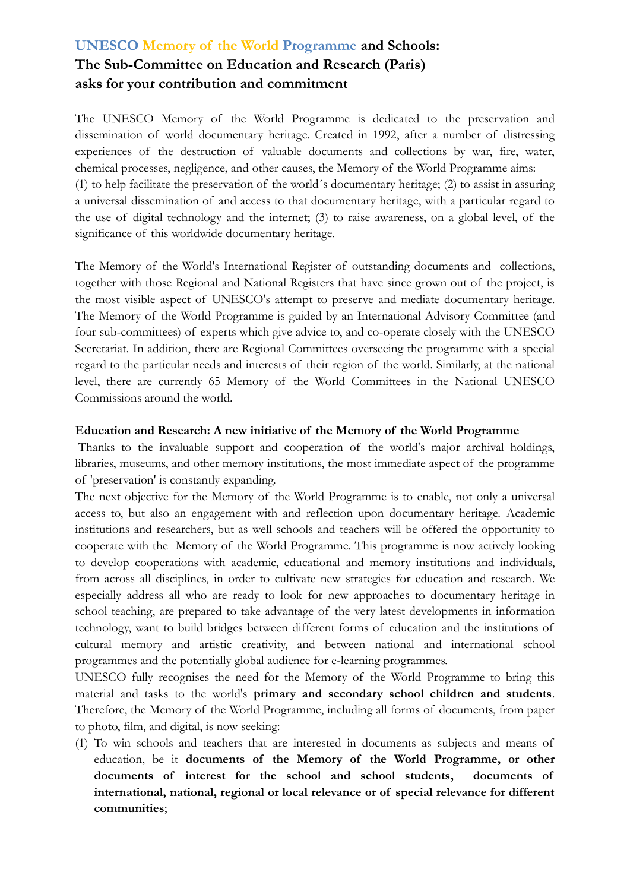## UNESCO Memory of the World Programme and Schools: The Sub-Committee on Education and Research (Paris) asks for your contribution and commitment

The UNESCO Memory of the World Programme is dedicated to the preservation and dissemination of world documentary heritage. Created in 1992, after a number of distressing experiences of the destruction of valuable documents and collections by war, fire, water, chemical processes, negligence, and other causes, the Memory of the World Programme aims: (1) to help facilitate the preservation of the world´s documentary heritage; (2) to assist in assuring a universal dissemination of and access to that documentary heritage, with a particular regard to the use of digital technology and the internet; (3) to raise awareness, on a global level, of the significance of this worldwide documentary heritage.

The Memory of the World's International Register of outstanding documents and collections, together with those Regional and National Registers that have since grown out of the project, is the most visible aspect of UNESCO's attempt to preserve and mediate documentary heritage. The Memory of the World Programme is guided by an International Advisory Committee (and four sub-committees) of experts which give advice to, and co-operate closely with the UNESCO Secretariat. In addition, there are Regional Committees overseeing the programme with a special regard to the particular needs and interests of their region of the world. Similarly, at the national level, there are currently 65 Memory of the World Committees in the National UNESCO Commissions around the world.

**Education and Research: A new initiative of the Memory of the World Programme**

Thanks to the invaluable support and cooperation of the world's major archival holdings, libraries, museums, and other memory institutions, the most immediate aspect of the programme of 'preservation' is constantly expanding.

The next objective for the Memory of the World Programme is to enable, not only a universal access to, but also an engagement with and reflection upon documentary heritage. Academic institutions and researchers, but as well schools and teachers will be offered the opportunity to cooperate with the Memory of the World Programme. This programme is now actively looking to develop cooperations with academic, educational and memory institutions and individuals, from across all disciplines, in order to cultivate new strategies for education and research. We especially address all who are ready to look for new approaches to documentary heritage in school teaching, are prepared to take advantage of the very latest developments in information technology, want to build bridges between different forms of education and the institutions of cultural memory and artistic creativity, and between national and international school programmes and the potentially global audience for e-learning programmes.

UNESCO fully recognises the need for the Memory of the World Programme to bring this material and tasks to the world's **primary and secondary school children and students**. Therefore, the Memory of the World Programme, including all forms of documents, from paper to photo, film, and digital, is now seeking:

(1) To win schools and teachers that are interested in documents as subjects and means of education, be it **documents of the Memory of the World Programme, or other documents of interest for the school and school students, documents of international, national, regional or local relevance or of special relevance for different communities**;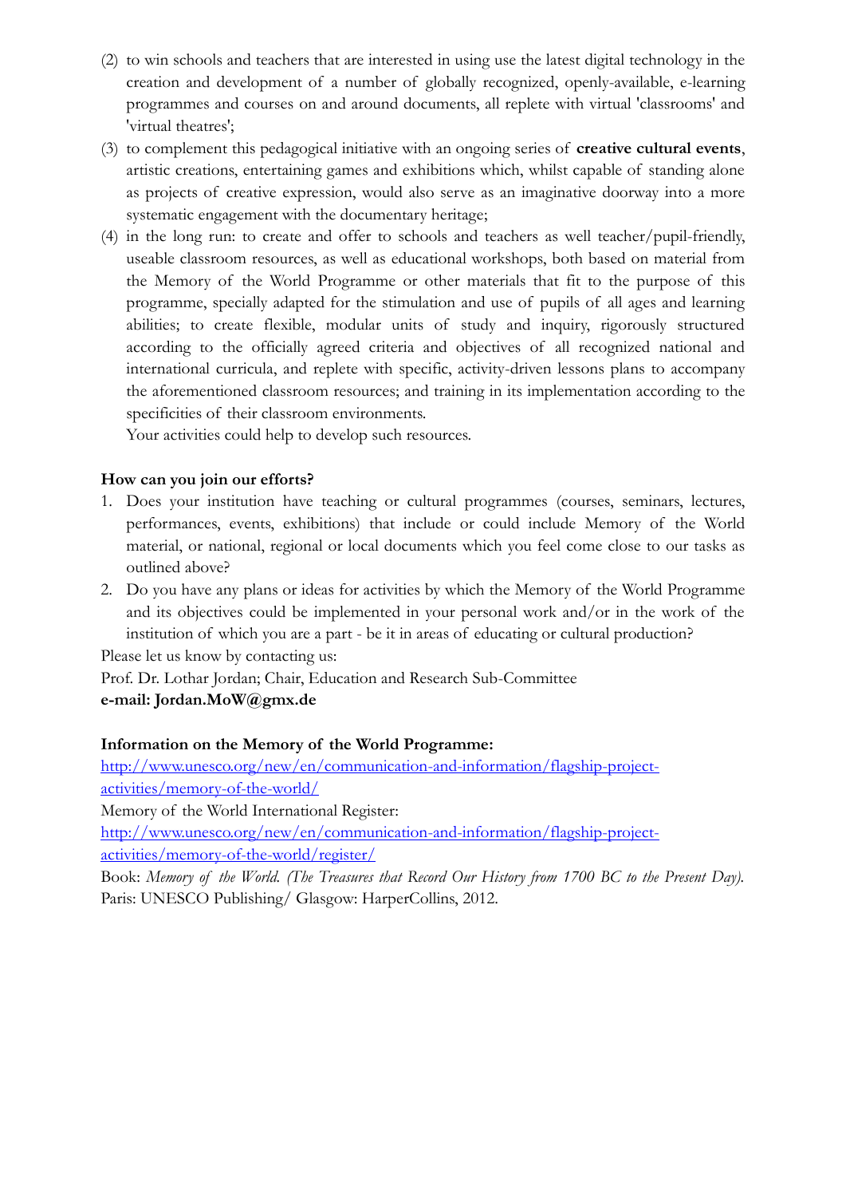(2) to win schools and teachers that are interested in using use the latest digital technology in the creation and development of a number of globally recognized, openly-available, e-learning programmes and courses on and around documents, all replete with virtual 'classrooms' and 'virtual theatres';

(3) to complement this pedagogical initiative with an ongoing series of **creative cultural events**, artistic creations, entertaining games and exhibitions which, whilst capable of standing alone as projects of creative expression, would also serve as an imaginative doorway into a more systematic engagement with the documentary heritage;

(4) in the long run: to create and offer to schools and teachers as well teacher/pupil-friendly, useable classroom resources, as well as educational workshops, both based on material from the Memory of the World Programme or other materials that fit to the purpose of this programme, specially adapted for the stimulation and use of pupils of all ages and learning abilities; to create flexible, modular units of study and inquiry, rigorously structured according to the officially agreed criteria and objectives of all recognized national and international curricula, and replete with specific, activity-driven lessons plans to accompany the aforementioned classroom resources; and training in its implementation according to the specificities of their classroom environments.
Your activities could help to develop such resources.

**How can you join our efforts?**

1. Does your institution have teaching or cultural programmes (courses, seminars, lectures, performances, events, exhibitions) that include or could include Memory of the World material, or national, regional or local documents which you feel come close to our tasks as outlined above?
2. Do you have any plans or ideas for activities by which the Memory of the World Programme and its objectives could be implemented in your personal work and/or in the work of the institution of which you are a part - be it in areas of educating or cultural production?

Please let us know by contacting us:

Prof. Dr. Lothar Jordan; Chair, Education and Research Sub-Committee

**e-mail: Jordan.MoW@gmx.de**

**Information on the Memory of the World Programme:**

http://www.unesco.org/new/en/communication-and-information/flagship-project-activities/memory-of-the-world/

Memory of the World International Register:

http://www.unesco.org/new/en/communication-and-information/flagship-project-activities/memory-of-the-world/register/

Book: *Memory of the World. (The Treasures that Record Our History from 1700 BC to the Present Day).* Paris: UNESCO Publishing/ Glasgow: HarperCollins, 2012.